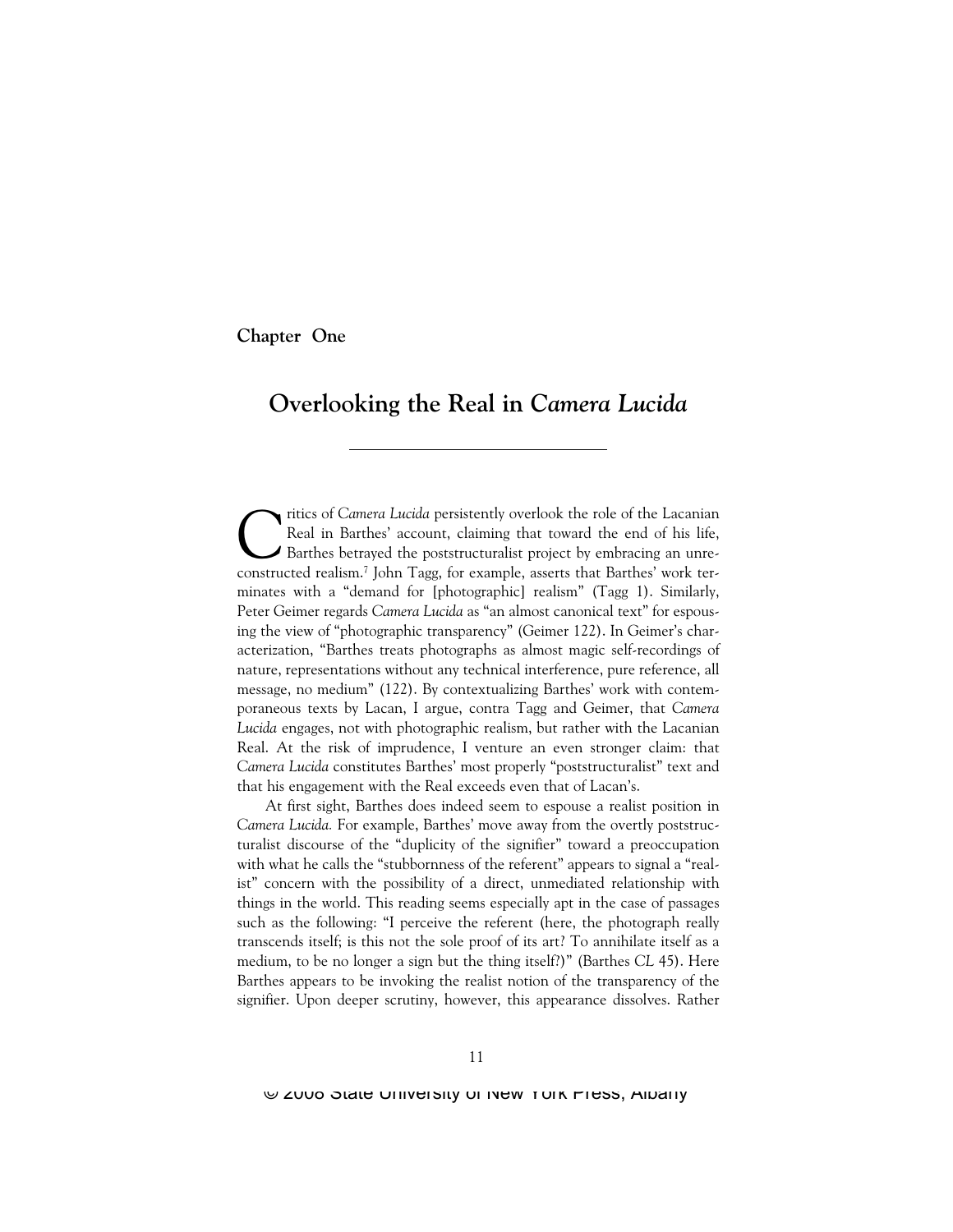## Chapter One

# Overlooking the Real in *Camera Lucida*

Critics of *Camera Lucida* persistently overlook the role of the Lacanian Real in Barthes' account, claiming that toward the end of his life, Barthes betrayed the poststructuralist project by embracing an unreconstructed realism.[7] John Tagg, for example, asserts that Barthes' work terminates with a "demand for [photographic] realism" (Tagg 1). Similarly, Peter Geimer regards *Camera Lucida* as "an almost canonical text" for espousing the view of "photographic transparency" (Geimer 122). In Geimer's characterization, "Barthes treats photographs as almost magic self-recordings of nature, representations without any technical interference, pure reference, all message, no medium" (122). By contextualizing Barthes' work with contemporaneous texts by Lacan, I argue, contra Tagg and Geimer, that *Camera Lucida* engages, not with photographic realism, but rather with the Lacanian Real. At the risk of imprudence, I venture an even stronger claim: that *Camera Lucida* constitutes Barthes' most properly "poststructuralist" text and that his engagement with the Real exceeds even that of Lacan's.

At first sight, Barthes does indeed seem to espouse a realist position in *Camera Lucida.* For example, Barthes' move away from the overtly poststructuralist discourse of the "duplicity of the signifier" toward a preoccupation with what he calls the "stubbornness of the referent" appears to signal a "realist" concern with the possibility of a direct, unmediated relationship with things in the world. This reading seems especially apt in the case of passages such as the following: "I perceive the referent (here, the photograph really transcends itself; is this not the sole proof of its art? To annihilate itself as a medium, to be no longer a sign but the thing itself?)" (Barthes *CL* 45). Here Barthes appears to be invoking the realist notion of the transparency of the signifier. Upon deeper scrutiny, however, this appearance dissolves. Rather

© 2008 State University of New York Press, Albany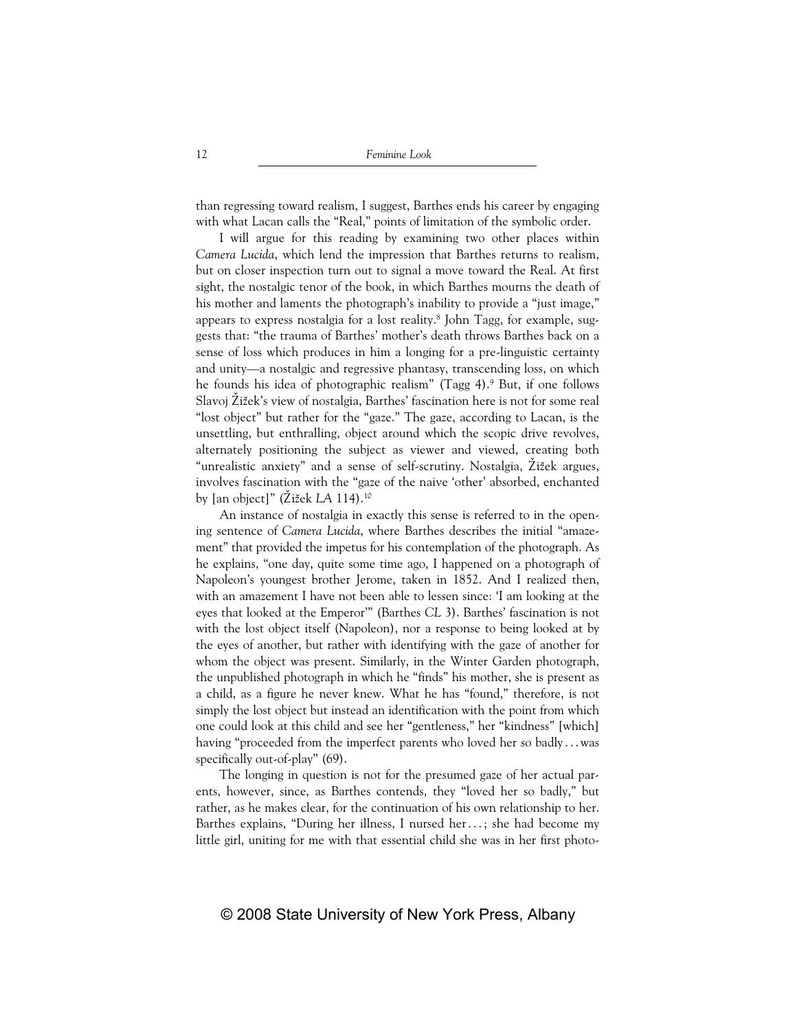than regressing toward realism, I suggest, Barthes ends his career by engaging with what Lacan calls the "Real," points of limitation of the symbolic order.

I will argue for this reading by examining two other places within *Camera Lucida*, which lend the impression that Barthes returns to realism, but on closer inspection turn out to signal a move toward the Real. At first sight, the nostalgic tenor of the book, in which Barthes mourns the death of his mother and laments the photograph's inability to provide a "just image," appears to express nostalgia for a lost reality.[8] John Tagg, for example, suggests that: "the trauma of Barthes' mother's death throws Barthes back on a sense of loss which produces in him a longing for a pre-linguistic certainty and unity—a nostalgic and regressive phantasy, transcending loss, on which he founds his idea of photographic realism" (Tagg 4).[9] But, if one follows Slavoj Žižek's view of nostalgia, Barthes' fascination here is not for some real "lost object" but rather for the "gaze." The gaze, according to Lacan, is the unsettling, but enthralling, object around which the scopic drive revolves, alternately positioning the subject as viewer and viewed, creating both "unrealistic anxiety" and a sense of self-scrutiny. Nostalgia, Žižek argues, involves fascination with the "gaze of the naive 'other' absorbed, enchanted by [an object]" (Žižek *LA* 114).[10]

An instance of nostalgia in exactly this sense is referred to in the opening sentence of *Camera Lucida*, where Barthes describes the initial "amazement" that provided the impetus for his contemplation of the photograph. As he explains, "one day, quite some time ago, I happened on a photograph of Napoleon's youngest brother Jerome, taken in 1852. And I realized then, with an amazement I have not been able to lessen since: 'I am looking at the eyes that looked at the Emperor'" (Barthes *CL* 3). Barthes' fascination is not with the lost object itself (Napoleon), nor a response to being looked at by the eyes of another, but rather with identifying with the gaze of another for whom the object was present. Similarly, in the Winter Garden photograph, the unpublished photograph in which he "finds" his mother, she is present as a child, as a figure he never knew. What he has "found," therefore, is not simply the lost object but instead an identification with the point from which one could look at this child and see her "gentleness," her "kindness" [which] having "proceeded from the imperfect parents who loved her so badly . . . was specifically out-of-play" (69).

The longing in question is not for the presumed gaze of her actual parents, however, since, as Barthes contends, they "loved her so badly," but rather, as he makes clear, for the continuation of his own relationship to her. Barthes explains, "During her illness, I nursed her . . . ; she had become my little girl, uniting for me with that essential child she was in her first photo-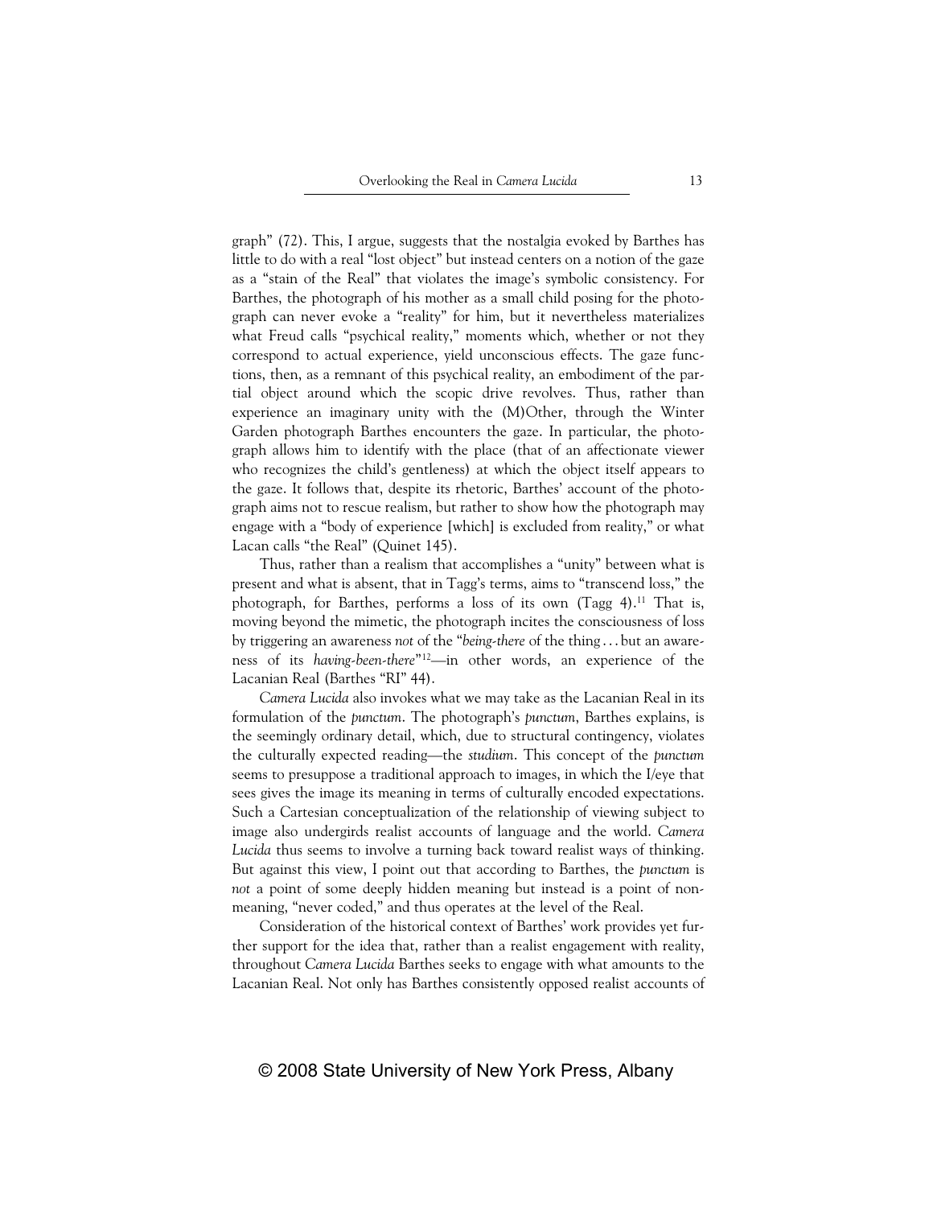graph" (72). This, I argue, suggests that the nostalgia evoked by Barthes has little to do with a real "lost object" but instead centers on a notion of the gaze as a "stain of the Real" that violates the image's symbolic consistency. For Barthes, the photograph of his mother as a small child posing for the photograph can never evoke a "reality" for him, but it nevertheless materializes what Freud calls "psychical reality," moments which, whether or not they correspond to actual experience, yield unconscious effects. The gaze functions, then, as a remnant of this psychical reality, an embodiment of the partial object around which the scopic drive revolves. Thus, rather than experience an imaginary unity with the (M)Other, through the Winter Garden photograph Barthes encounters the gaze. In particular, the photograph allows him to identify with the place (that of an affectionate viewer who recognizes the child's gentleness) at which the object itself appears to the gaze. It follows that, despite its rhetoric, Barthes' account of the photograph aims not to rescue realism, but rather to show how the photograph may engage with a "body of experience [which] is excluded from reality," or what Lacan calls "the Real" (Quinet 145).

Thus, rather than a realism that accomplishes a "unity" between what is present and what is absent, that in Tagg's terms, aims to "transcend loss," the photograph, for Barthes, performs a loss of its own (Tagg 4).[11] That is, moving beyond the mimetic, the photograph incites the consciousness of loss by triggering an awareness *not* of the "*being-there* of the thing . . . but an awareness of its *having-been-there*"[12]—in other words, an experience of the Lacanian Real (Barthes "RI" 44).

*Camera Lucida* also invokes what we may take as the Lacanian Real in its formulation of the *punctum*. The photograph's *punctum*, Barthes explains, is the seemingly ordinary detail, which, due to structural contingency, violates the culturally expected reading—the *studium*. This concept of the *punctum* seems to presuppose a traditional approach to images, in which the I/eye that sees gives the image its meaning in terms of culturally encoded expectations. Such a Cartesian conceptualization of the relationship of viewing subject to image also undergirds realist accounts of language and the world. *Camera Lucida* thus seems to involve a turning back toward realist ways of thinking. But against this view, I point out that according to Barthes, the *punctum* is *not* a point of some deeply hidden meaning but instead is a point of non-meaning, "never coded," and thus operates at the level of the Real.

Consideration of the historical context of Barthes' work provides yet further support for the idea that, rather than a realist engagement with reality, throughout *Camera Lucida* Barthes seeks to engage with what amounts to the Lacanian Real. Not only has Barthes consistently opposed realist accounts of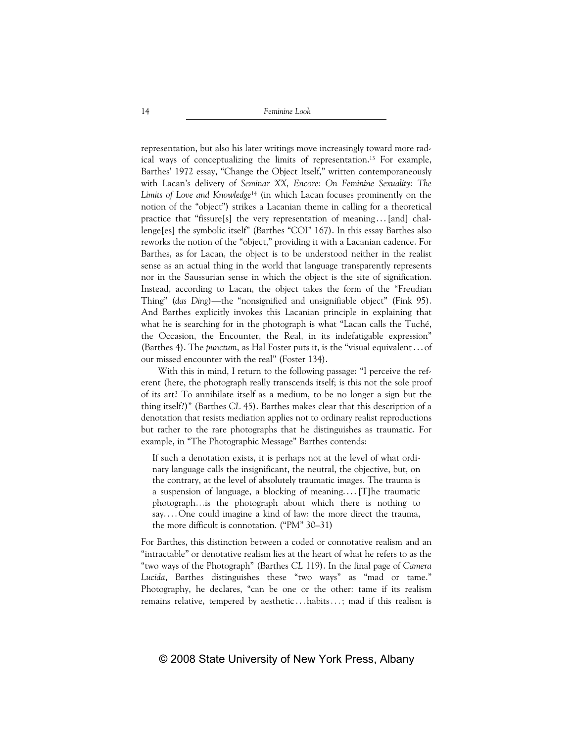representation, but also his later writings move increasingly toward more radical ways of conceptualizing the limits of representation.[13] For example, Barthes' 1972 essay, "Change the Object Itself," written contemporaneously with Lacan's delivery of *Seminar XX, Encore: On Feminine Sexuality: The Limits of Love and Knowledge*[14] (in which Lacan focuses prominently on the notion of the "object") strikes a Lacanian theme in calling for a theoretical practice that "fissure[s] the very representation of meaning . . . [and] challenge[es] the symbolic itself" (Barthes "COI" 167). In this essay Barthes also reworks the notion of the "object," providing it with a Lacanian cadence. For Barthes, as for Lacan, the object is to be understood neither in the realist sense as an actual thing in the world that language transparently represents nor in the Saussurian sense in which the object is the site of signification. Instead, according to Lacan, the object takes the form of the "Freudian Thing" (*das Ding*)—the "nonsignified and unsignifiable object" (Fink 95). And Barthes explicitly invokes this Lacanian principle in explaining that what he is searching for in the photograph is what "Lacan calls the Tuché, the Occasion, the Encounter, the Real, in its indefatigable expression" (Barthes 4). The *punctum*, as Hal Foster puts it, is the "visual equivalent . . . of our missed encounter with the real" (Foster 134).

With this in mind, I return to the following passage: "I perceive the referent (here, the photograph really transcends itself; is this not the sole proof of its art? To annihilate itself as a medium, to be no longer a sign but the thing itself?)" (Barthes *CL* 45). Barthes makes clear that this description of a denotation that resists mediation applies not to ordinary realist reproductions but rather to the rare photographs that he distinguishes as traumatic. For example, in "The Photographic Message" Barthes contends:

> If such a denotation exists, it is perhaps not at the level of what ordinary language calls the insignificant, the neutral, the objective, but, on the contrary, at the level of absolutely traumatic images. The trauma is a suspension of language, a blocking of meaning. . . . [T]he traumatic photograph…is the photograph about which there is nothing to say. . . . One could imagine a kind of law: the more direct the trauma, the more difficult is connotation. ("PM" 30–31)

For Barthes, this distinction between a coded or connotative realism and an "intractable" or denotative realism lies at the heart of what he refers to as the "two ways of the Photograph" (Barthes *CL* 119). In the final page of *Camera Lucida*, Barthes distinguishes these "two ways" as "mad or tame." Photography, he declares, "can be one or the other: tame if its realism remains relative, tempered by aesthetic . . . habits . . . ; mad if this realism is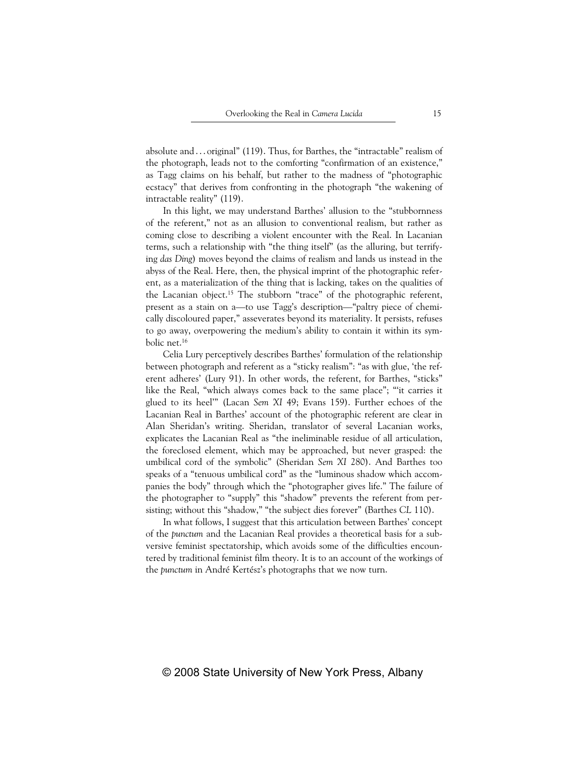absolute and . . . original" (119). Thus, for Barthes, the "intractable" realism of the photograph, leads not to the comforting "confirmation of an existence," as Tagg claims on his behalf, but rather to the madness of "photographic ecstacy" that derives from confronting in the photograph "the wakening of intractable reality" (119).

In this light, we may understand Barthes' allusion to the "stubbornness of the referent," not as an allusion to conventional realism, but rather as coming close to describing a violent encounter with the Real. In Lacanian terms, such a relationship with "the thing itself" (as the alluring, but terrifying *das Ding*) moves beyond the claims of realism and lands us instead in the abyss of the Real. Here, then, the physical imprint of the photographic referent, as a materialization of the thing that is lacking, takes on the qualities of the Lacanian object.[15] The stubborn "trace" of the photographic referent, present as a stain on a—to use Tagg's description—"paltry piece of chemically discoloured paper," asseverates beyond its materiality. It persists, refuses to go away, overpowering the medium's ability to contain it within its symbolic net.[16]

Celia Lury perceptively describes Barthes' formulation of the relationship between photograph and referent as a "sticky realism": "as with glue, 'the referent adheres' (Lury 91). In other words, the referent, for Barthes, "sticks" like the Real, "which always comes back to the same place"; "'it carries it glued to its heel'" (Lacan *Sem XI* 49; Evans 159). Further echoes of the Lacanian Real in Barthes' account of the photographic referent are clear in Alan Sheridan's writing. Sheridan, translator of several Lacanian works, explicates the Lacanian Real as "the ineliminable residue of all articulation, the foreclosed element, which may be approached, but never grasped: the umbilical cord of the symbolic" (Sheridan *Sem XI* 280). And Barthes too speaks of a "tenuous umbilical cord" as the "luminous shadow which accompanies the body" through which the "photographer gives life." The failure of the photographer to "supply" this "shadow" prevents the referent from persisting; without this "shadow," "the subject dies forever" (Barthes *CL* 110).

In what follows, I suggest that this articulation between Barthes' concept of the *punctum* and the Lacanian Real provides a theoretical basis for a subversive feminist spectatorship, which avoids some of the difficulties encountered by traditional feminist film theory. It is to an account of the workings of the *punctum* in André Kertész's photographs that we now turn.